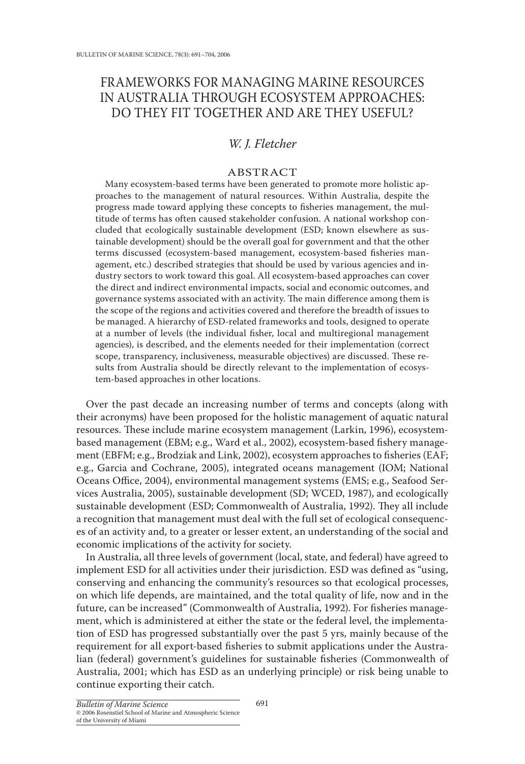# FRAMEWORKS FOR MANAGING MARINE RESOURCES IN AUSTRALIA THROUGH ECOSYSTEM APPROACHES: DO THEY FIT TOGETHER AND ARE THEY USEFUL?

*W. J. Fletcher*

## ABSTRACT

Many ecosystem-based terms have been generated to promote more holistic approaches to the management of natural resources. Within Australia, despite the progress made toward applying these concepts to fisheries management, the multitude of terms has often caused stakeholder confusion. A national workshop concluded that ecologically sustainable development (ESD; known elsewhere as sustainable development) should be the overall goal for government and that the other terms discussed (ecosystem-based management, ecosystem-based fisheries management, etc.) described strategies that should be used by various agencies and industry sectors to work toward this goal. All ecosystem-based approaches can cover the direct and indirect environmental impacts, social and economic outcomes, and governance systems associated with an activity. The main difference among them is the scope of the regions and activities covered and therefore the breadth of issues to be managed. A hierarchy of ESD-related frameworks and tools, designed to operate at a number of levels (the individual fisher, local and multiregional management agencies), is described, and the elements needed for their implementation (correct scope, transparency, inclusiveness, measurable objectives) are discussed. These results from Australia should be directly relevant to the implementation of ecosystem-based approaches in other locations.

Over the past decade an increasing number of terms and concepts (along with their acronyms) have been proposed for the holistic management of aquatic natural resources. These include marine ecosystem management (Larkin, 1996), ecosystem-based management (EBM; e.g., Ward et al., 2002), ecosystem-based fishery management (EBFM; e.g., Brodziak and Link, 2002), ecosystem approaches to fisheries (EAF; e.g., Garcia and Cochrane, 2005), integrated oceans management (IOM; National Oceans Office, 2004), environmental management systems (EMS; e.g., Seafood Services Australia, 2005), sustainable development (SD; WCED, 1987), and ecologically sustainable development (ESD; Commonwealth of Australia, 1992). They all include a recognition that management must deal with the full set of ecological consequences of an activity and, to a greater or lesser extent, an understanding of the social and economic implications of the activity for society.

In Australia, all three levels of government (local, state, and federal) have agreed to implement ESD for all activities under their jurisdiction. ESD was defined as "using, conserving and enhancing the community's resources so that ecological processes, on which life depends, are maintained, and the total quality of life, now and in the future, can be increased" (Commonwealth of Australia, 1992). For fisheries management, which is administered at either the state or the federal level, the implementation of ESD has progressed substantially over the past 5 yrs, mainly because of the requirement for all export-based fisheries to submit applications under the Australian (federal) government's guidelines for sustainable fisheries (Commonwealth of Australia, 2001; which has ESD as an underlying principle) or risk being unable to continue exporting their catch.

*Bulletin of Marine Science*
© 2006 Rosenstiel School of Marine and Atmospheric Science of the University of Miami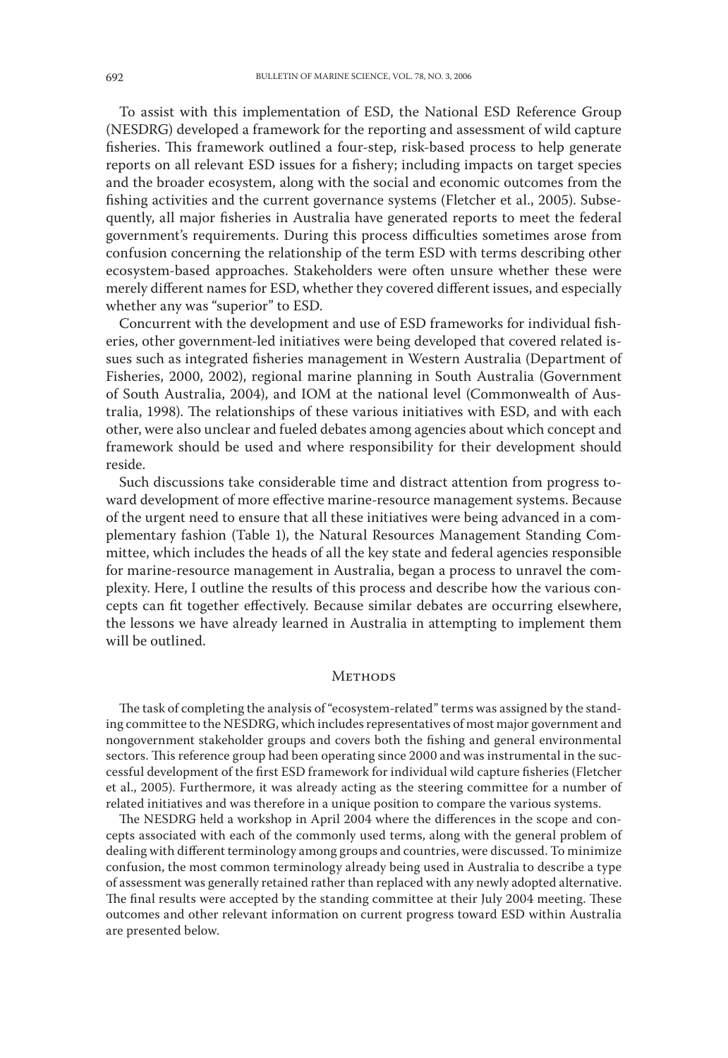To assist with this implementation of ESD, the National ESD Reference Group (NESDRG) developed a framework for the reporting and assessment of wild capture fisheries. This framework outlined a four-step, risk-based process to help generate reports on all relevant ESD issues for a fishery; including impacts on target species and the broader ecosystem, along with the social and economic outcomes from the fishing activities and the current governance systems (Fletcher et al., 2005). Subsequently, all major fisheries in Australia have generated reports to meet the federal government's requirements. During this process difficulties sometimes arose from confusion concerning the relationship of the term ESD with terms describing other ecosystem-based approaches. Stakeholders were often unsure whether these were merely different names for ESD, whether they covered different issues, and especially whether any was "superior" to ESD.

Concurrent with the development and use of ESD frameworks for individual fisheries, other government-led initiatives were being developed that covered related issues such as integrated fisheries management in Western Australia (Department of Fisheries, 2000, 2002), regional marine planning in South Australia (Government of South Australia, 2004), and IOM at the national level (Commonwealth of Australia, 1998). The relationships of these various initiatives with ESD, and with each other, were also unclear and fueled debates among agencies about which concept and framework should be used and where responsibility for their development should reside.

Such discussions take considerable time and distract attention from progress toward development of more effective marine-resource management systems. Because of the urgent need to ensure that all these initiatives were being advanced in a complementary fashion (Table 1), the Natural Resources Management Standing Committee, which includes the heads of all the key state and federal agencies responsible for marine-resource management in Australia, began a process to unravel the complexity. Here, I outline the results of this process and describe how the various concepts can fit together effectively. Because similar debates are occurring elsewhere, the lessons we have already learned in Australia in attempting to implement them will be outlined.

## Methods

The task of completing the analysis of "ecosystem-related" terms was assigned by the standing committee to the NESDRG, which includes representatives of most major government and nongovernment stakeholder groups and covers both the fishing and general environmental sectors. This reference group had been operating since 2000 and was instrumental in the successful development of the first ESD framework for individual wild capture fisheries (Fletcher et al., 2005). Furthermore, it was already acting as the steering committee for a number of related initiatives and was therefore in a unique position to compare the various systems.

The NESDRG held a workshop in April 2004 where the differences in the scope and concepts associated with each of the commonly used terms, along with the general problem of dealing with different terminology among groups and countries, were discussed. To minimize confusion, the most common terminology already being used in Australia to describe a type of assessment was generally retained rather than replaced with any newly adopted alternative. The final results were accepted by the standing committee at their July 2004 meeting. These outcomes and other relevant information on current progress toward ESD within Australia are presented below.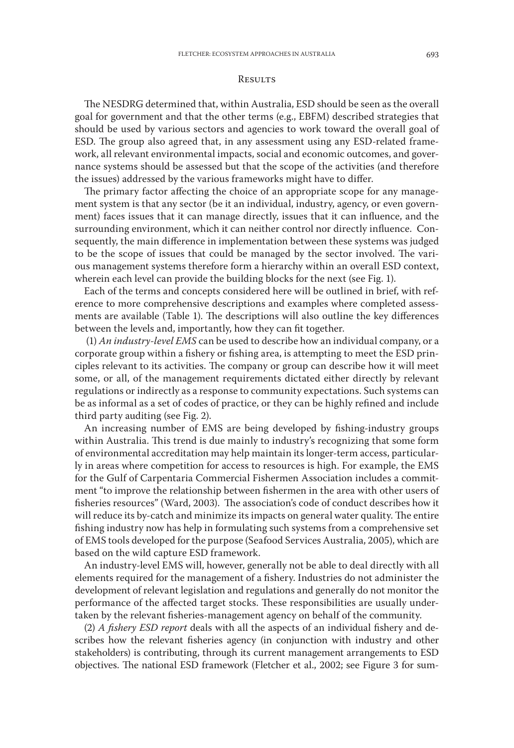## Results

The NESDRG determined that, within Australia, ESD should be seen as the overall goal for government and that the other terms (e.g., EBFM) described strategies that should be used by various sectors and agencies to work toward the overall goal of ESD. The group also agreed that, in any assessment using any ESD-related framework, all relevant environmental impacts, social and economic outcomes, and governance systems should be assessed but that the scope of the activities (and therefore the issues) addressed by the various frameworks might have to differ.

The primary factor affecting the choice of an appropriate scope for any management system is that any sector (be it an individual, industry, agency, or even government) faces issues that it can manage directly, issues that it can influence, and the surrounding environment, which it can neither control nor directly influence. Consequently, the main difference in implementation between these systems was judged to be the scope of issues that could be managed by the sector involved. The various management systems therefore form a hierarchy within an overall ESD context, wherein each level can provide the building blocks for the next (see Fig. 1).

Each of the terms and concepts considered here will be outlined in brief, with reference to more comprehensive descriptions and examples where completed assessments are available (Table 1). The descriptions will also outline the key differences between the levels and, importantly, how they can fit together.

(1) *An industry-level EMS* can be used to describe how an individual company, or a corporate group within a fishery or fishing area, is attempting to meet the ESD principles relevant to its activities. The company or group can describe how it will meet some, or all, of the management requirements dictated either directly by relevant regulations or indirectly as a response to community expectations. Such systems can be as informal as a set of codes of practice, or they can be highly refined and include third party auditing (see Fig. 2).

An increasing number of EMS are being developed by fishing-industry groups within Australia. This trend is due mainly to industry's recognizing that some form of environmental accreditation may help maintain its longer-term access, particularly in areas where competition for access to resources is high. For example, the EMS for the Gulf of Carpentaria Commercial Fishermen Association includes a commitment "to improve the relationship between fishermen in the area with other users of fisheries resources" (Ward, 2003). The association's code of conduct describes how it will reduce its by-catch and minimize its impacts on general water quality. The entire fishing industry now has help in formulating such systems from a comprehensive set of EMS tools developed for the purpose (Seafood Services Australia, 2005), which are based on the wild capture ESD framework.

An industry-level EMS will, however, generally not be able to deal directly with all elements required for the management of a fishery. Industries do not administer the development of relevant legislation and regulations and generally do not monitor the performance of the affected target stocks. These responsibilities are usually undertaken by the relevant fisheries-management agency on behalf of the community.

(2) *A fishery ESD report* deals with all the aspects of an individual fishery and describes how the relevant fisheries agency (in conjunction with industry and other stakeholders) is contributing, through its current management arrangements to ESD objectives. The national ESD framework (Fletcher et al., 2002; see Figure 3 for sum-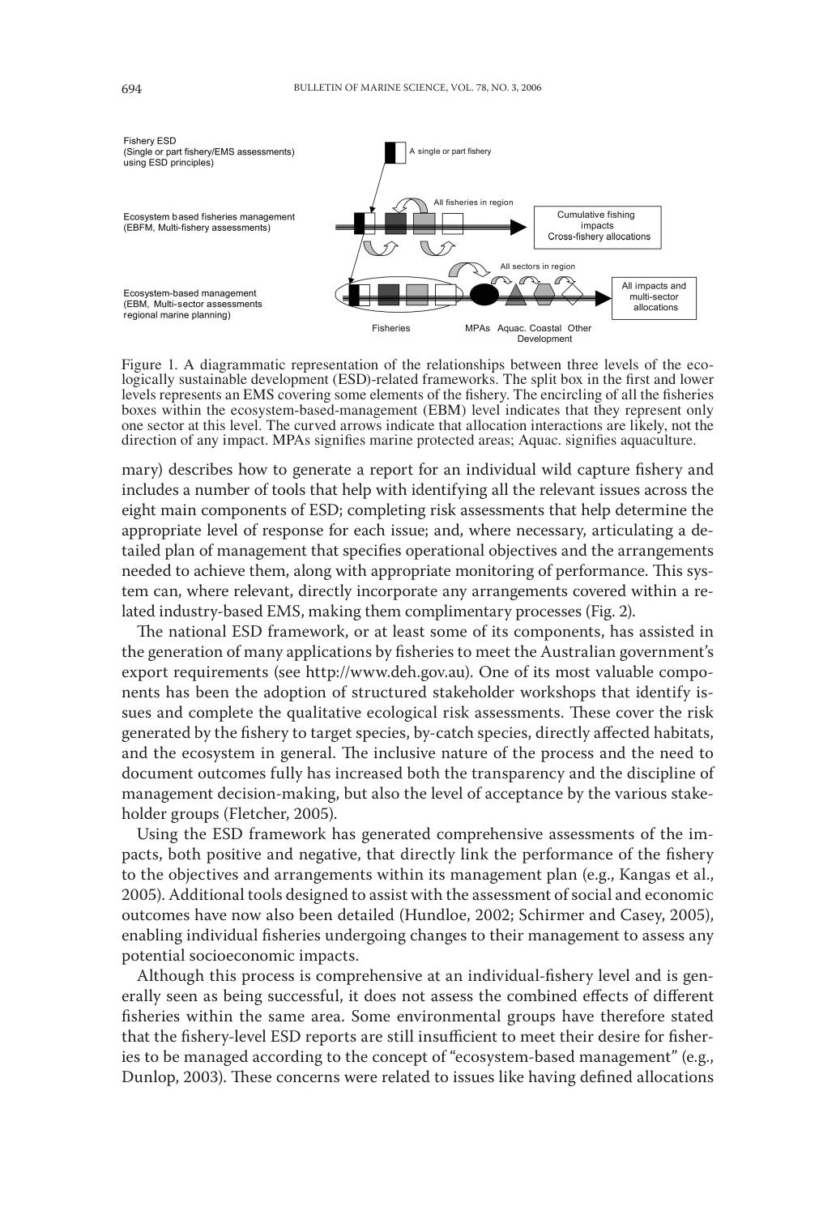Fishery ESD (Single or part fishery/EMS assessments) using ESD principles)

A single or part fishery

All fisheries in region

Ecosystem based fisheries management (EBFM, Multi-fishery assessments)

Cumulative fishing impacts Cross-fishery allocations

All sectors in region

Ecosystem-based management (EBM, Multi-sector assessments regional marine planning)

All impacts and multi-sector allocations

Fisheries MPAs Aquac. Coastal Development Other

Figure 1. A diagrammatic representation of the relationships between three levels of the ecologically sustainable development (ESD)-related frameworks. The split box in the first and lower levels represents an EMS covering some elements of the fishery. The encircling of all the fisheries boxes within the ecosystem-based-management (EBM) level indicates that they represent only one sector at this level. The curved arrows indicate that allocation interactions are likely, not the direction of any impact. MPAs signifies marine protected areas; Aquac. signifies aquaculture.

mary) describes how to generate a report for an individual wild capture fishery and includes a number of tools that help with identifying all the relevant issues across the eight main components of ESD; completing risk assessments that help determine the appropriate level of response for each issue; and, where necessary, articulating a detailed plan of management that specifies operational objectives and the arrangements needed to achieve them, along with appropriate monitoring of performance. This system can, where relevant, directly incorporate any arrangements covered within a related industry-based EMS, making them complimentary processes (Fig. 2).

The national ESD framework, or at least some of its components, has assisted in the generation of many applications by fisheries to meet the Australian government's export requirements (see http://www.deh.gov.au). One of its most valuable components has been the adoption of structured stakeholder workshops that identify issues and complete the qualitative ecological risk assessments. These cover the risk generated by the fishery to target species, by-catch species, directly affected habitats, and the ecosystem in general. The inclusive nature of the process and the need to document outcomes fully has increased both the transparency and the discipline of management decision-making, but also the level of acceptance by the various stakeholder groups (Fletcher, 2005).

Using the ESD framework has generated comprehensive assessments of the impacts, both positive and negative, that directly link the performance of the fishery to the objectives and arrangements within its management plan (e.g., Kangas et al., 2005). Additional tools designed to assist with the assessment of social and economic outcomes have now also been detailed (Hundloe, 2002; Schirmer and Casey, 2005), enabling individual fisheries undergoing changes to their management to assess any potential socioeconomic impacts.

Although this process is comprehensive at an individual-fishery level and is generally seen as being successful, it does not assess the combined effects of different fisheries within the same area. Some environmental groups have therefore stated that the fishery-level ESD reports are still insufficient to meet their desire for fisheries to be managed according to the concept of "ecosystem-based management" (e.g., Dunlop, 2003). These concerns were related to issues like having defined allocations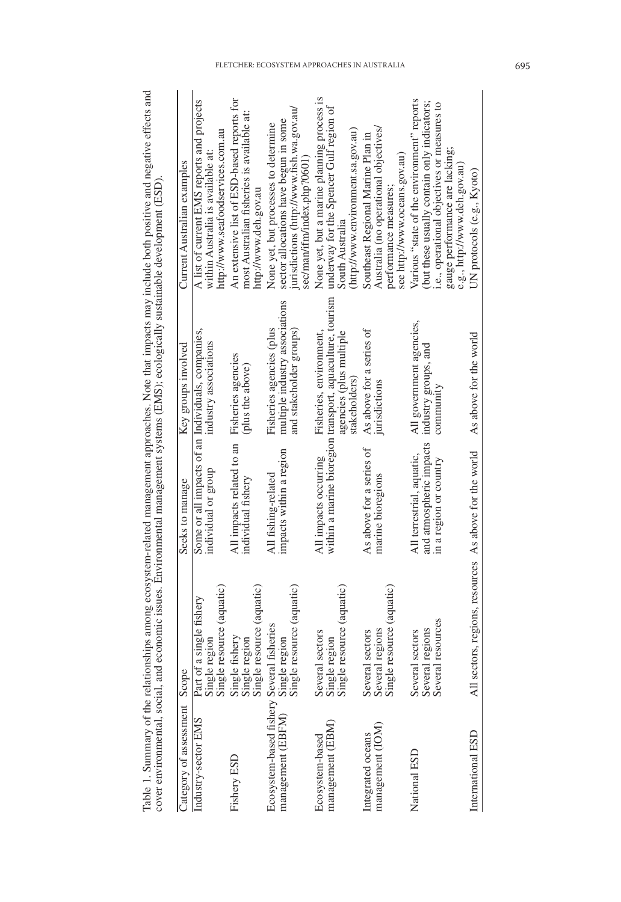Table 1. Summary of the relationships among ecosystem-related management approaches. Note that impacts may include both positive and negative effects and cover environmental, social, and economic issues. Environmental management systems (EMS); ecologically sustainable development (ESD).

| Category of assessment | Scope | Seeks to manage | Key groups involved | Current Australian examples |
|---|---|---|---|---|
| Industry-sector EMS | Part of a single fishery<br>Single region<br>Single resource (aquatic) | Some or all impacts of an individual or group | Individuals, companies, industry associations | A list of current EMS reports and projects within Australia is available at: http://www.seafoodservices.com.au |
| Fishery ESD | Single fishery<br>Single region<br>Single resource (aquatic) | All impacts related to an individual fishery | Fisheries agencies (plus the above) | An extensive list of ESD-based reports for most Australian fisheries is available at: http://www.deh.gov.au |
| Ecosystem-based fishery management (EBFM) | Several fisheries<br>Single region<br>Single resource (aquatic) | All fishing-related impacts within a region | Fisheries agencies (plus multiple industry associations and stakeholder groups) | None yet, but processes to determine sector allocations have begun in some jurisdictions (http://www.fish.wa.gov.au/sec/man/ifm/index.php?0601) |
| Ecosystem-based management (EBM) | Several sectors<br>Single region<br>Single resource (aquatic) | All impacts occurring within a marine bioregion | Fisheries, environment, transport, aquaculture, tourism agencies (plus multiple stakeholders) | None yet, but a marine planning process is underway for the Spencer Gulf region of South Australia (http://www.environment.sa.gov.au) |
| Integrated oceans management (IOM) | Several sectors<br>Several regions<br>Single resource (aquatic) | As above for a series of marine bioregions | As above for a series of jurisdictions | Southeast Regional Marine Plan in Australia (no operational objectives/performance measures; see http://www.oceans.gov.au) |
| National ESD | Several sectors<br>Several regions<br>Several resources | All terrestrial, aquatic, and atmospheric impacts in a region or country | All government agencies, industry groups, and community | Various "state of the environment" reports (but these usually contain only indicators; i.e., operational objectives or measures to gauge performance are lacking; e.g., http://www.deh.gov.au) |
| International ESD | All sectors, regions, resources | As above for the world | As above for the world | UN protocols (e.g., Kyoto) |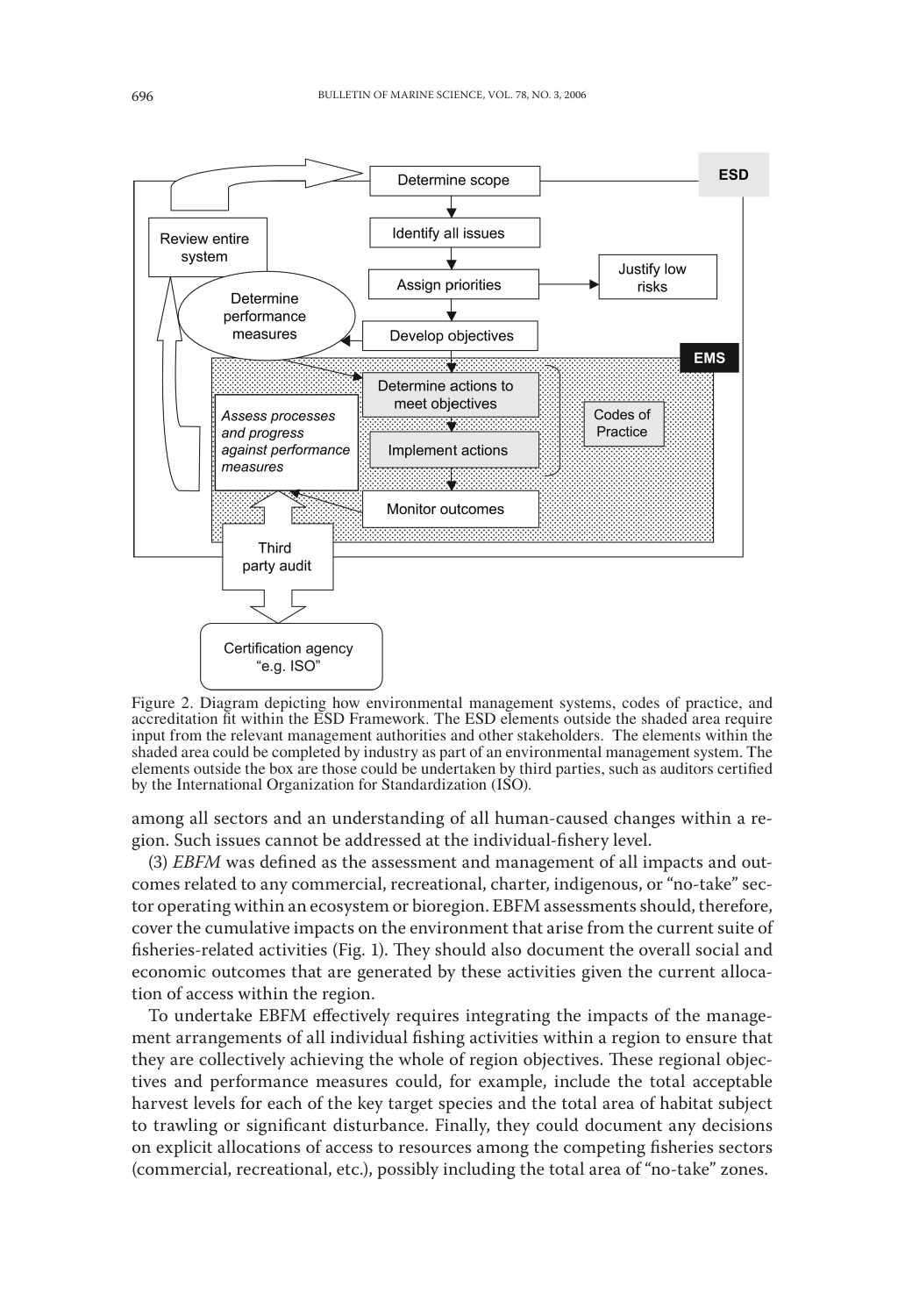Figure 2. Diagram depicting how environmental management systems, codes of practice, and accreditation fit within the ESD Framework. The ESD elements outside the shaded area require input from the relevant management authorities and other stakeholders. The elements within the shaded area could be completed by industry as part of an environmental management system. The elements outside the box are those could be undertaken by third parties, such as auditors certified by the International Organization for Standardization (ISO).

among all sectors and an understanding of all human-caused changes within a region. Such issues cannot be addressed at the individual-fishery level.

(3) *EBFM* was defined as the assessment and management of all impacts and outcomes related to any commercial, recreational, charter, indigenous, or "no-take" sector operating within an ecosystem or bioregion. EBFM assessments should, therefore, cover the cumulative impacts on the environment that arise from the current suite of fisheries-related activities (Fig. 1). They should also document the overall social and economic outcomes that are generated by these activities given the current allocation of access within the region.

To undertake EBFM effectively requires integrating the impacts of the management arrangements of all individual fishing activities within a region to ensure that they are collectively achieving the whole of region objectives. These regional objectives and performance measures could, for example, include the total acceptable harvest levels for each of the key target species and the total area of habitat subject to trawling or significant disturbance. Finally, they could document any decisions on explicit allocations of access to resources among the competing fisheries sectors (commercial, recreational, etc.), possibly including the total area of "no-take" zones.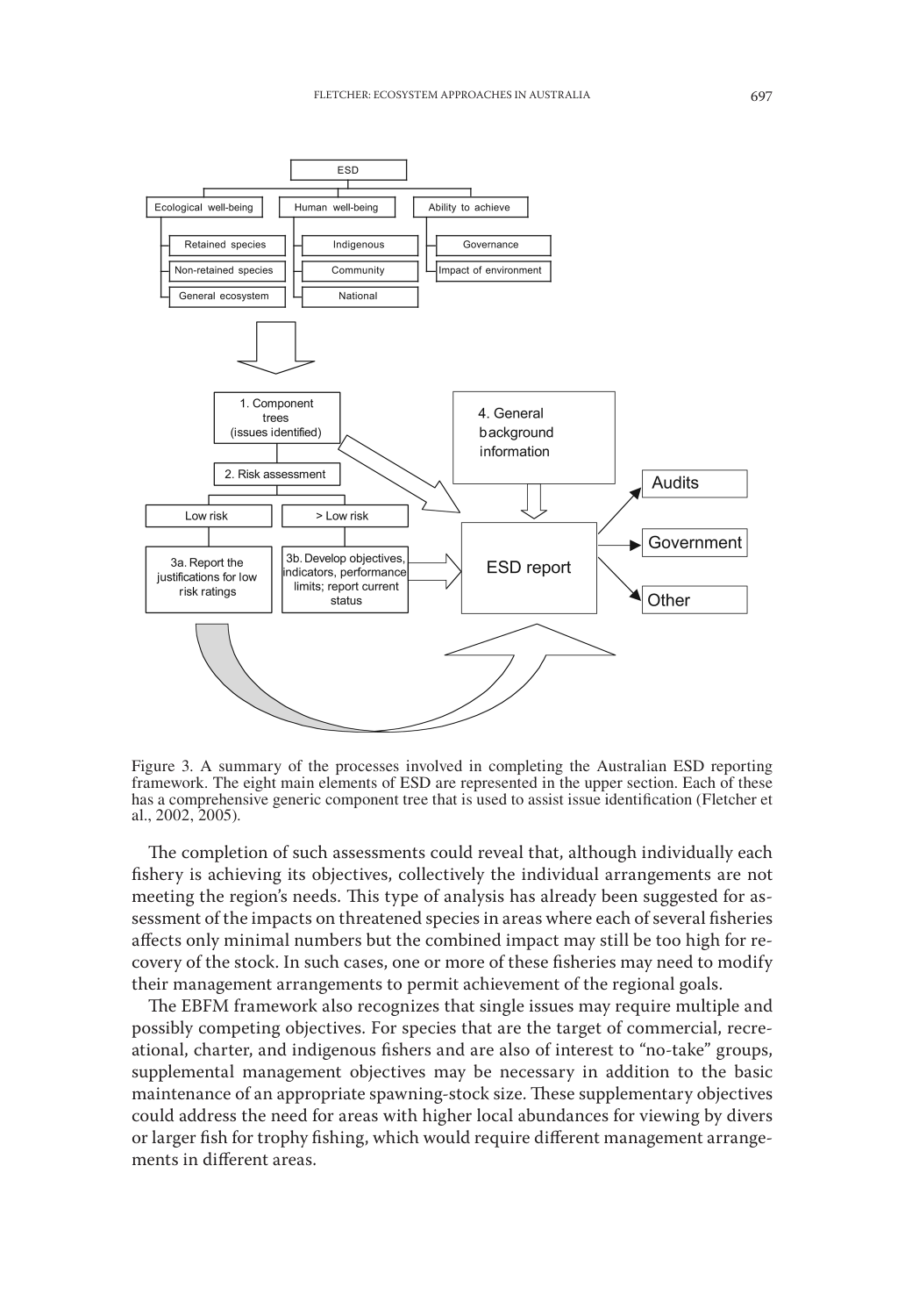Figure 3. A summary of the processes involved in completing the Australian ESD reporting framework. The eight main elements of ESD are represented in the upper section. Each of these has a comprehensive generic component tree that is used to assist issue identification (Fletcher et al., 2002, 2005).

The completion of such assessments could reveal that, although individually each fishery is achieving its objectives, collectively the individual arrangements are not meeting the region's needs. This type of analysis has already been suggested for assessment of the impacts on threatened species in areas where each of several fisheries affects only minimal numbers but the combined impact may still be too high for recovery of the stock. In such cases, one or more of these fisheries may need to modify their management arrangements to permit achievement of the regional goals.

The EBFM framework also recognizes that single issues may require multiple and possibly competing objectives. For species that are the target of commercial, recreational, charter, and indigenous fishers and are also of interest to "no-take" groups, supplemental management objectives may be necessary in addition to the basic maintenance of an appropriate spawning-stock size. These supplementary objectives could address the need for areas with higher local abundances for viewing by divers or larger fish for trophy fishing, which would require different management arrangements in different areas.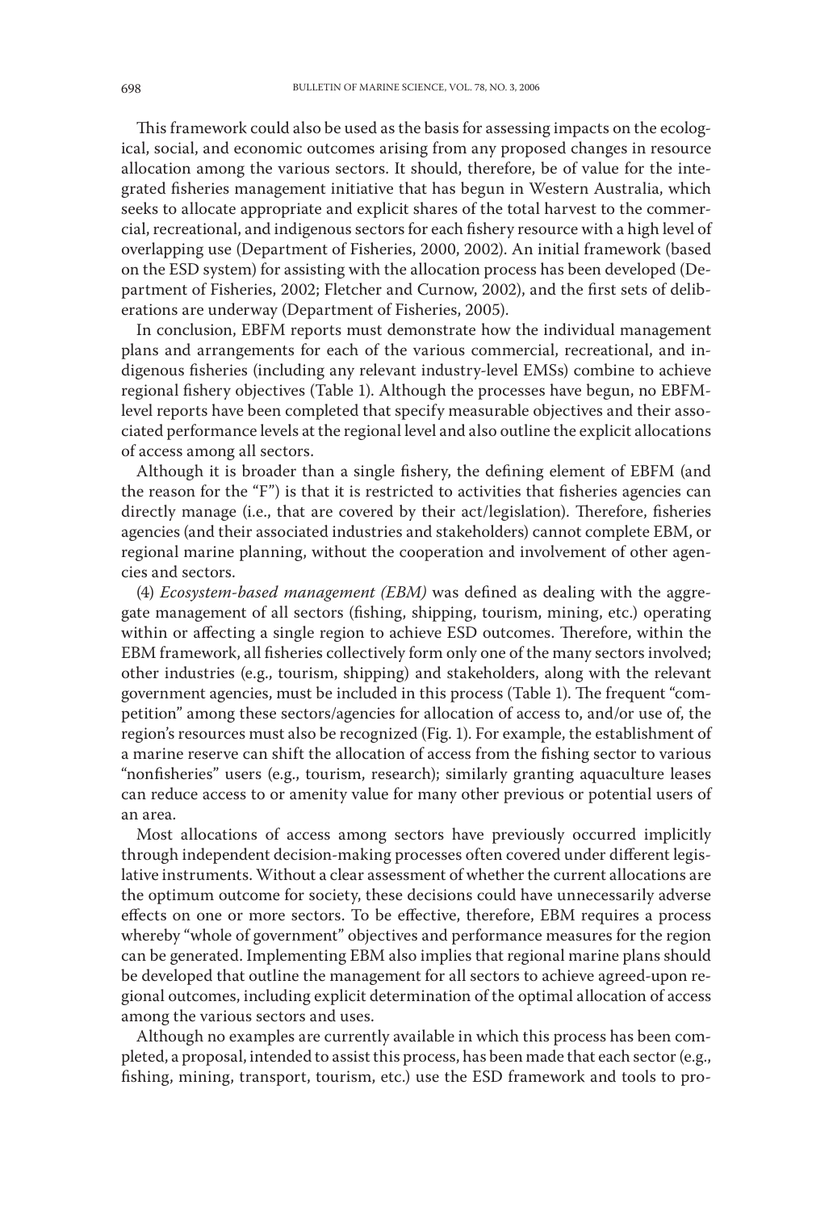This framework could also be used as the basis for assessing impacts on the ecological, social, and economic outcomes arising from any proposed changes in resource allocation among the various sectors. It should, therefore, be of value for the integrated fisheries management initiative that has begun in Western Australia, which seeks to allocate appropriate and explicit shares of the total harvest to the commercial, recreational, and indigenous sectors for each fishery resource with a high level of overlapping use (Department of Fisheries, 2000, 2002). An initial framework (based on the ESD system) for assisting with the allocation process has been developed (Department of Fisheries, 2002; Fletcher and Curnow, 2002), and the first sets of deliberations are underway (Department of Fisheries, 2005).

In conclusion, EBFM reports must demonstrate how the individual management plans and arrangements for each of the various commercial, recreational, and indigenous fisheries (including any relevant industry-level EMSs) combine to achieve regional fishery objectives (Table 1). Although the processes have begun, no EBFM-level reports have been completed that specify measurable objectives and their associated performance levels at the regional level and also outline the explicit allocations of access among all sectors.

Although it is broader than a single fishery, the defining element of EBFM (and the reason for the "F") is that it is restricted to activities that fisheries agencies can directly manage (i.e., that are covered by their act/legislation). Therefore, fisheries agencies (and their associated industries and stakeholders) cannot complete EBM, or regional marine planning, without the cooperation and involvement of other agencies and sectors.

(4) *Ecosystem-based management (EBM)* was defined as dealing with the aggregate management of all sectors (fishing, shipping, tourism, mining, etc.) operating within or affecting a single region to achieve ESD outcomes. Therefore, within the EBM framework, all fisheries collectively form only one of the many sectors involved; other industries (e.g., tourism, shipping) and stakeholders, along with the relevant government agencies, must be included in this process (Table 1). The frequent "competition" among these sectors/agencies for allocation of access to, and/or use of, the region's resources must also be recognized (Fig. 1). For example, the establishment of a marine reserve can shift the allocation of access from the fishing sector to various "nonfisheries" users (e.g., tourism, research); similarly granting aquaculture leases can reduce access to or amenity value for many other previous or potential users of an area.

Most allocations of access among sectors have previously occurred implicitly through independent decision-making processes often covered under different legislative instruments. Without a clear assessment of whether the current allocations are the optimum outcome for society, these decisions could have unnecessarily adverse effects on one or more sectors. To be effective, therefore, EBM requires a process whereby "whole of government" objectives and performance measures for the region can be generated. Implementing EBM also implies that regional marine plans should be developed that outline the management for all sectors to achieve agreed-upon regional outcomes, including explicit determination of the optimal allocation of access among the various sectors and uses.

Although no examples are currently available in which this process has been completed, a proposal, intended to assist this process, has been made that each sector (e.g., fishing, mining, transport, tourism, etc.) use the ESD framework and tools to pro-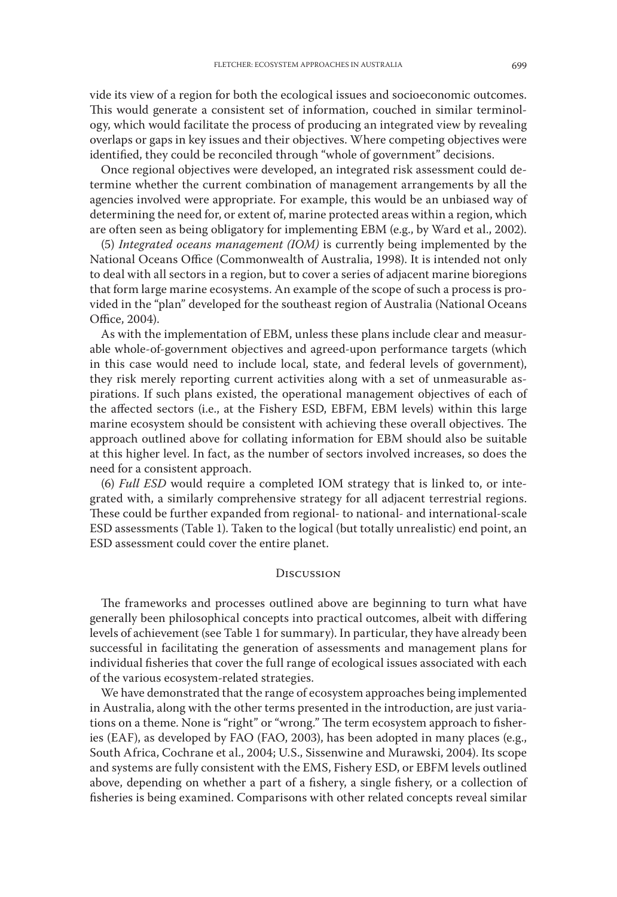vide its view of a region for both the ecological issues and socioeconomic outcomes. This would generate a consistent set of information, couched in similar terminology, which would facilitate the process of producing an integrated view by revealing overlaps or gaps in key issues and their objectives. Where competing objectives were identified, they could be reconciled through "whole of government" decisions.

Once regional objectives were developed, an integrated risk assessment could determine whether the current combination of management arrangements by all the agencies involved were appropriate. For example, this would be an unbiased way of determining the need for, or extent of, marine protected areas within a region, which are often seen as being obligatory for implementing EBM (e.g., by Ward et al., 2002).

(5) *Integrated oceans management (IOM)* is currently being implemented by the National Oceans Office (Commonwealth of Australia, 1998). It is intended not only to deal with all sectors in a region, but to cover a series of adjacent marine bioregions that form large marine ecosystems. An example of the scope of such a process is provided in the "plan" developed for the southeast region of Australia (National Oceans Office, 2004).

As with the implementation of EBM, unless these plans include clear and measurable whole-of-government objectives and agreed-upon performance targets (which in this case would need to include local, state, and federal levels of government), they risk merely reporting current activities along with a set of unmeasurable aspirations. If such plans existed, the operational management objectives of each of the affected sectors (i.e., at the Fishery ESD, EBFM, EBM levels) within this large marine ecosystem should be consistent with achieving these overall objectives. The approach outlined above for collating information for EBM should also be suitable at this higher level. In fact, as the number of sectors involved increases, so does the need for a consistent approach.

(6) *Full ESD* would require a completed IOM strategy that is linked to, or integrated with, a similarly comprehensive strategy for all adjacent terrestrial regions. These could be further expanded from regional- to national- and international-scale ESD assessments (Table 1). Taken to the logical (but totally unrealistic) end point, an ESD assessment could cover the entire planet.

## Discussion

The frameworks and processes outlined above are beginning to turn what have generally been philosophical concepts into practical outcomes, albeit with differing levels of achievement (see Table 1 for summary). In particular, they have already been successful in facilitating the generation of assessments and management plans for individual fisheries that cover the full range of ecological issues associated with each of the various ecosystem-related strategies.

We have demonstrated that the range of ecosystem approaches being implemented in Australia, along with the other terms presented in the introduction, are just variations on a theme. None is "right" or "wrong." The term ecosystem approach to fisheries (EAF), as developed by FAO (FAO, 2003), has been adopted in many places (e.g., South Africa, Cochrane et al., 2004; U.S., Sissenwine and Murawski, 2004). Its scope and systems are fully consistent with the EMS, Fishery ESD, or EBFM levels outlined above, depending on whether a part of a fishery, a single fishery, or a collection of fisheries is being examined. Comparisons with other related concepts reveal similar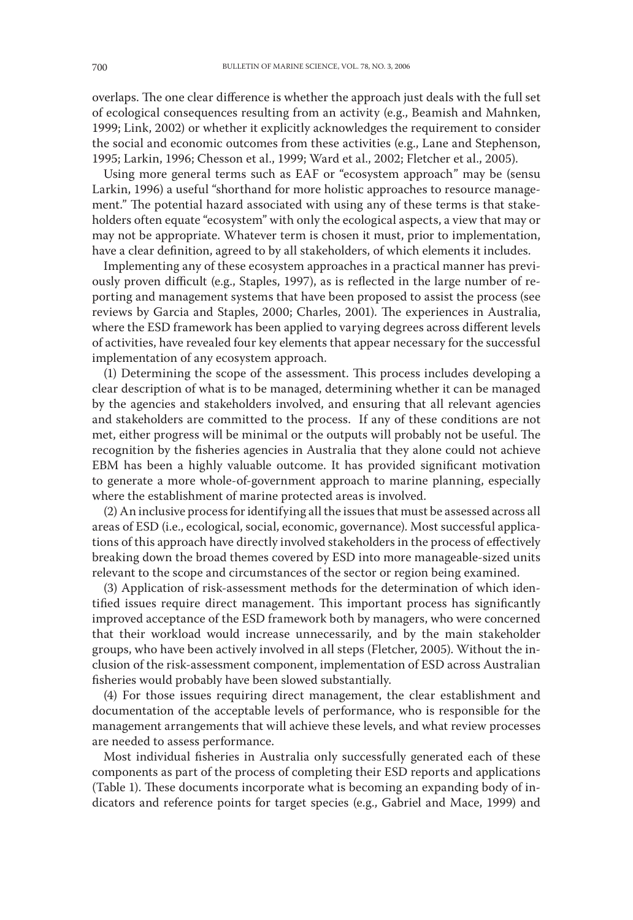overlaps. The one clear difference is whether the approach just deals with the full set of ecological consequences resulting from an activity (e.g., Beamish and Mahnken, 1999; Link, 2002) or whether it explicitly acknowledges the requirement to consider the social and economic outcomes from these activities (e.g., Lane and Stephenson, 1995; Larkin, 1996; Chesson et al., 1999; Ward et al., 2002; Fletcher et al., 2005).

Using more general terms such as EAF or "ecosystem approach" may be (sensu Larkin, 1996) a useful "shorthand for more holistic approaches to resource management." The potential hazard associated with using any of these terms is that stakeholders often equate "ecosystem" with only the ecological aspects, a view that may or may not be appropriate. Whatever term is chosen it must, prior to implementation, have a clear definition, agreed to by all stakeholders, of which elements it includes.

Implementing any of these ecosystem approaches in a practical manner has previously proven difficult (e.g., Staples, 1997), as is reflected in the large number of reporting and management systems that have been proposed to assist the process (see reviews by Garcia and Staples, 2000; Charles, 2001). The experiences in Australia, where the ESD framework has been applied to varying degrees across different levels of activities, have revealed four key elements that appear necessary for the successful implementation of any ecosystem approach.

(1) Determining the scope of the assessment. This process includes developing a clear description of what is to be managed, determining whether it can be managed by the agencies and stakeholders involved, and ensuring that all relevant agencies and stakeholders are committed to the process. If any of these conditions are not met, either progress will be minimal or the outputs will probably not be useful. The recognition by the fisheries agencies in Australia that they alone could not achieve EBM has been a highly valuable outcome. It has provided significant motivation to generate a more whole-of-government approach to marine planning, especially where the establishment of marine protected areas is involved.

(2) An inclusive process for identifying all the issues that must be assessed across all areas of ESD (i.e., ecological, social, economic, governance). Most successful applications of this approach have directly involved stakeholders in the process of effectively breaking down the broad themes covered by ESD into more manageable-sized units relevant to the scope and circumstances of the sector or region being examined.

(3) Application of risk-assessment methods for the determination of which identified issues require direct management. This important process has significantly improved acceptance of the ESD framework both by managers, who were concerned that their workload would increase unnecessarily, and by the main stakeholder groups, who have been actively involved in all steps (Fletcher, 2005). Without the inclusion of the risk-assessment component, implementation of ESD across Australian fisheries would probably have been slowed substantially.

(4) For those issues requiring direct management, the clear establishment and documentation of the acceptable levels of performance, who is responsible for the management arrangements that will achieve these levels, and what review processes are needed to assess performance.

Most individual fisheries in Australia only successfully generated each of these components as part of the process of completing their ESD reports and applications (Table 1). These documents incorporate what is becoming an expanding body of indicators and reference points for target species (e.g., Gabriel and Mace, 1999) and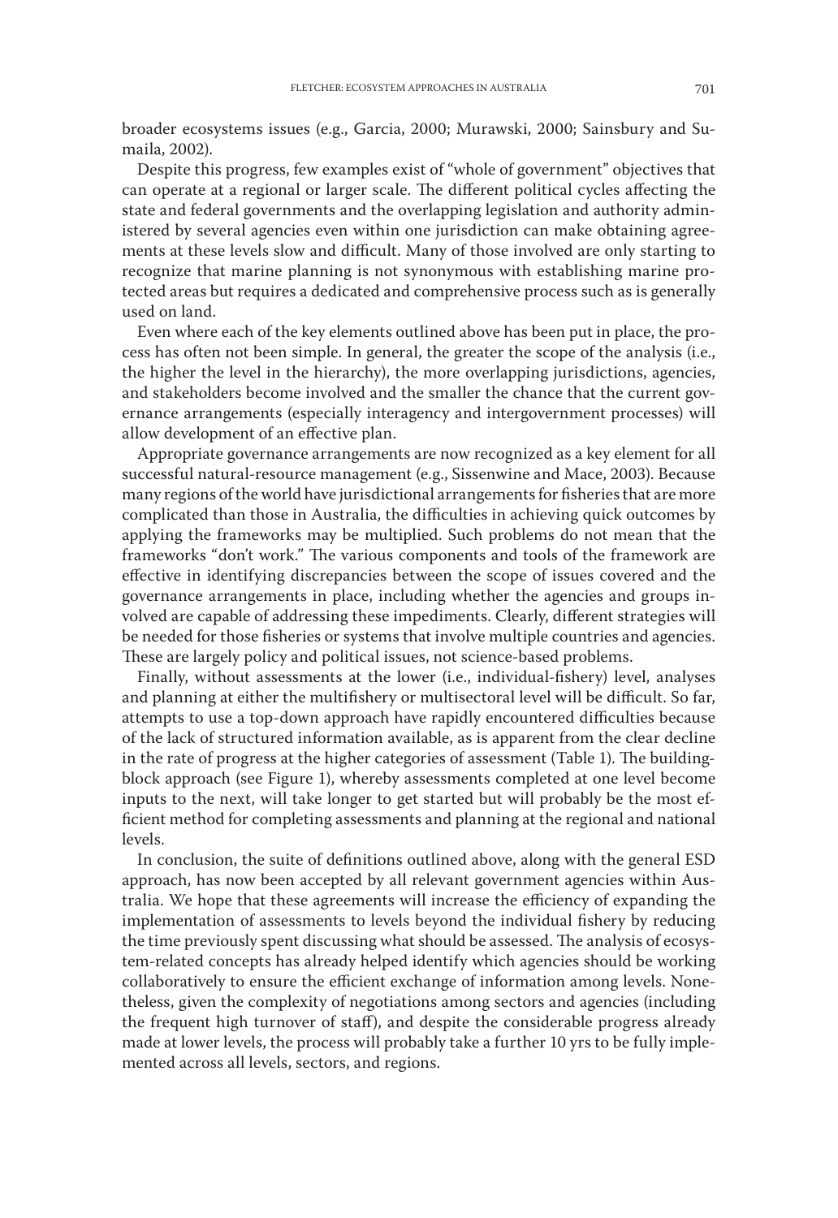broader ecosystems issues (e.g., Garcia, 2000; Murawski, 2000; Sainsbury and Sumaila, 2002).

Despite this progress, few examples exist of "whole of government" objectives that can operate at a regional or larger scale. The different political cycles affecting the state and federal governments and the overlapping legislation and authority administered by several agencies even within one jurisdiction can make obtaining agreements at these levels slow and difficult. Many of those involved are only starting to recognize that marine planning is not synonymous with establishing marine protected areas but requires a dedicated and comprehensive process such as is generally used on land.

Even where each of the key elements outlined above has been put in place, the process has often not been simple. In general, the greater the scope of the analysis (i.e., the higher the level in the hierarchy), the more overlapping jurisdictions, agencies, and stakeholders become involved and the smaller the chance that the current governance arrangements (especially interagency and intergovernment processes) will allow development of an effective plan.

Appropriate governance arrangements are now recognized as a key element for all successful natural-resource management (e.g., Sissenwine and Mace, 2003). Because many regions of the world have jurisdictional arrangements for fisheries that are more complicated than those in Australia, the difficulties in achieving quick outcomes by applying the frameworks may be multiplied. Such problems do not mean that the frameworks "don't work." The various components and tools of the framework are effective in identifying discrepancies between the scope of issues covered and the governance arrangements in place, including whether the agencies and groups involved are capable of addressing these impediments. Clearly, different strategies will be needed for those fisheries or systems that involve multiple countries and agencies. These are largely policy and political issues, not science-based problems.

Finally, without assessments at the lower (i.e., individual-fishery) level, analyses and planning at either the multifishery or multisectoral level will be difficult. So far, attempts to use a top-down approach have rapidly encountered difficulties because of the lack of structured information available, as is apparent from the clear decline in the rate of progress at the higher categories of assessment (Table 1). The building-block approach (see Figure 1), whereby assessments completed at one level become inputs to the next, will take longer to get started but will probably be the most efficient method for completing assessments and planning at the regional and national levels.

In conclusion, the suite of definitions outlined above, along with the general ESD approach, has now been accepted by all relevant government agencies within Australia. We hope that these agreements will increase the efficiency of expanding the implementation of assessments to levels beyond the individual fishery by reducing the time previously spent discussing what should be assessed. The analysis of ecosystem-related concepts has already helped identify which agencies should be working collaboratively to ensure the efficient exchange of information among levels. Nonetheless, given the complexity of negotiations among sectors and agencies (including the frequent high turnover of staff), and despite the considerable progress already made at lower levels, the process will probably take a further 10 yrs to be fully implemented across all levels, sectors, and regions.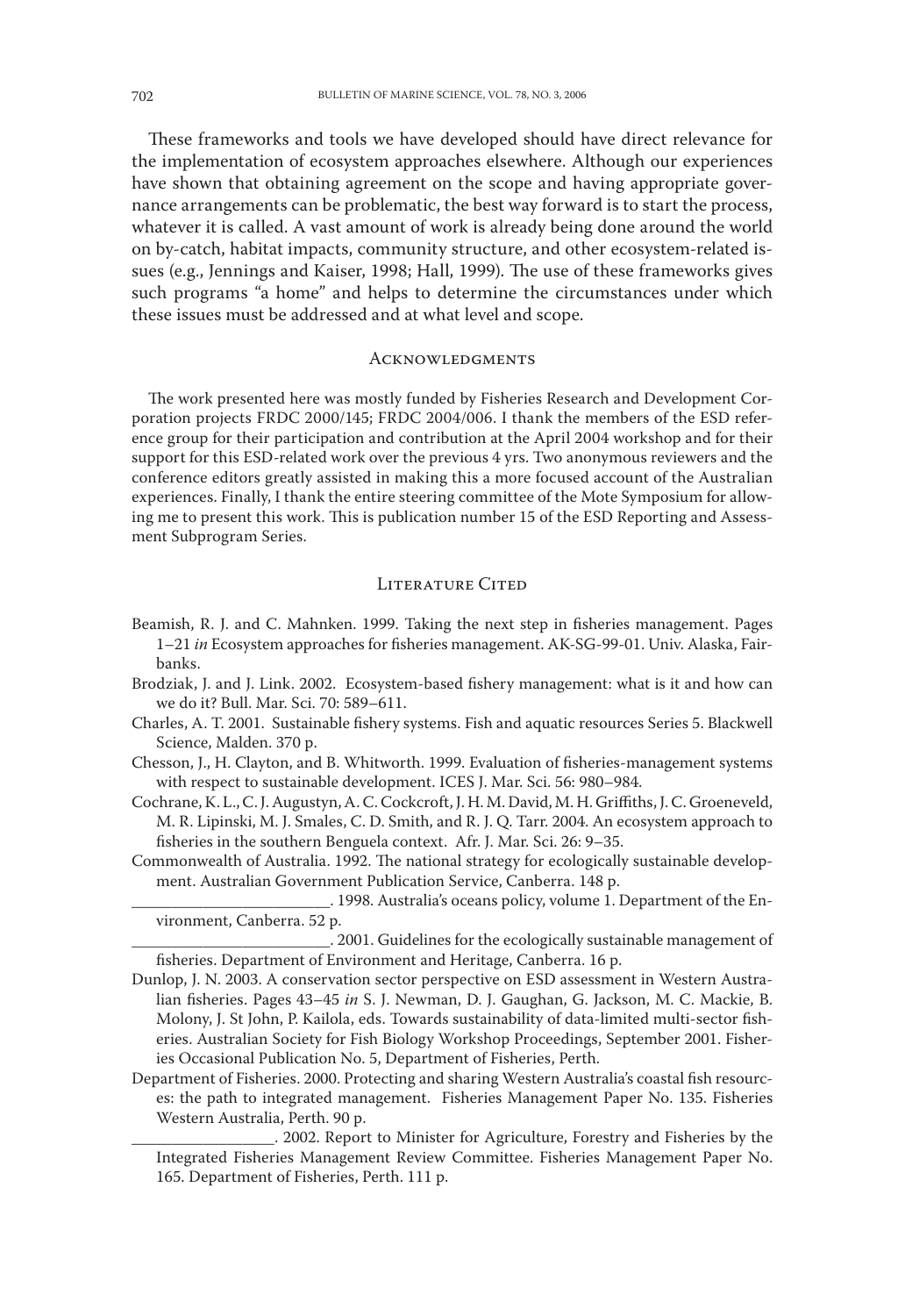These frameworks and tools we have developed should have direct relevance for the implementation of ecosystem approaches elsewhere. Although our experiences have shown that obtaining agreement on the scope and having appropriate governance arrangements can be problematic, the best way forward is to start the process, whatever it is called. A vast amount of work is already being done around the world on by-catch, habitat impacts, community structure, and other ecosystem-related issues (e.g., Jennings and Kaiser, 1998; Hall, 1999). The use of these frameworks gives such programs "a home" and helps to determine the circumstances under which these issues must be addressed and at what level and scope.

## Acknowledgments

The work presented here was mostly funded by Fisheries Research and Development Corporation projects FRDC 2000/145; FRDC 2004/006. I thank the members of the ESD reference group for their participation and contribution at the April 2004 workshop and for their support for this ESD-related work over the previous 4 yrs. Two anonymous reviewers and the conference editors greatly assisted in making this a more focused account of the Australian experiences. Finally, I thank the entire steering committee of the Mote Symposium for allowing me to present this work. This is publication number 15 of the ESD Reporting and Assessment Subprogram Series.

## Literature Cited

Beamish, R. J. and C. Mahnken. 1999. Taking the next step in fisheries management. Pages 1–21 *in* Ecosystem approaches for fisheries management. AK-SG-99-01. Univ. Alaska, Fairbanks.

Brodziak, J. and J. Link. 2002. Ecosystem-based fishery management: what is it and how can we do it? Bull. Mar. Sci. 70: 589–611.

Charles, A. T. 2001. Sustainable fishery systems. Fish and aquatic resources Series 5. Blackwell Science, Malden. 370 p.

Chesson, J., H. Clayton, and B. Whitworth. 1999. Evaluation of fisheries-management systems with respect to sustainable development. ICES J. Mar. Sci. 56: 980–984.

Cochrane, K. L., C. J. Augustyn, A. C. Cockcroft, J. H. M. David, M. H. Griffiths, J. C. Groeneveld, M. R. Lipinski, M. J. Smales, C. D. Smith, and R. J. Q. Tarr. 2004. An ecosystem approach to fisheries in the southern Benguela context. Afr. J. Mar. Sci. 26: 9–35.

Commonwealth of Australia. 1992. The national strategy for ecologically sustainable development. Australian Government Publication Service, Canberra. 148 p.

_________________________. 1998. Australia's oceans policy, volume 1. Department of the Environment, Canberra. 52 p.

_________________________. 2001. Guidelines for the ecologically sustainable management of fisheries. Department of Environment and Heritage, Canberra. 16 p.

Dunlop, J. N. 2003. A conservation sector perspective on ESD assessment in Western Australian fisheries. Pages 43–45 *in* S. J. Newman, D. J. Gaughan, G. Jackson, M. C. Mackie, B. Molony, J. St John, P. Kailola, eds. Towards sustainability of data-limited multi-sector fisheries. Australian Society for Fish Biology Workshop Proceedings, September 2001. Fisheries Occasional Publication No. 5, Department of Fisheries, Perth.

Department of Fisheries. 2000. Protecting and sharing Western Australia's coastal fish resources: the path to integrated management. Fisheries Management Paper No. 135. Fisheries Western Australia, Perth. 90 p.

__________________. 2002. Report to Minister for Agriculture, Forestry and Fisheries by the Integrated Fisheries Management Review Committee. Fisheries Management Paper No. 165. Department of Fisheries, Perth. 111 p.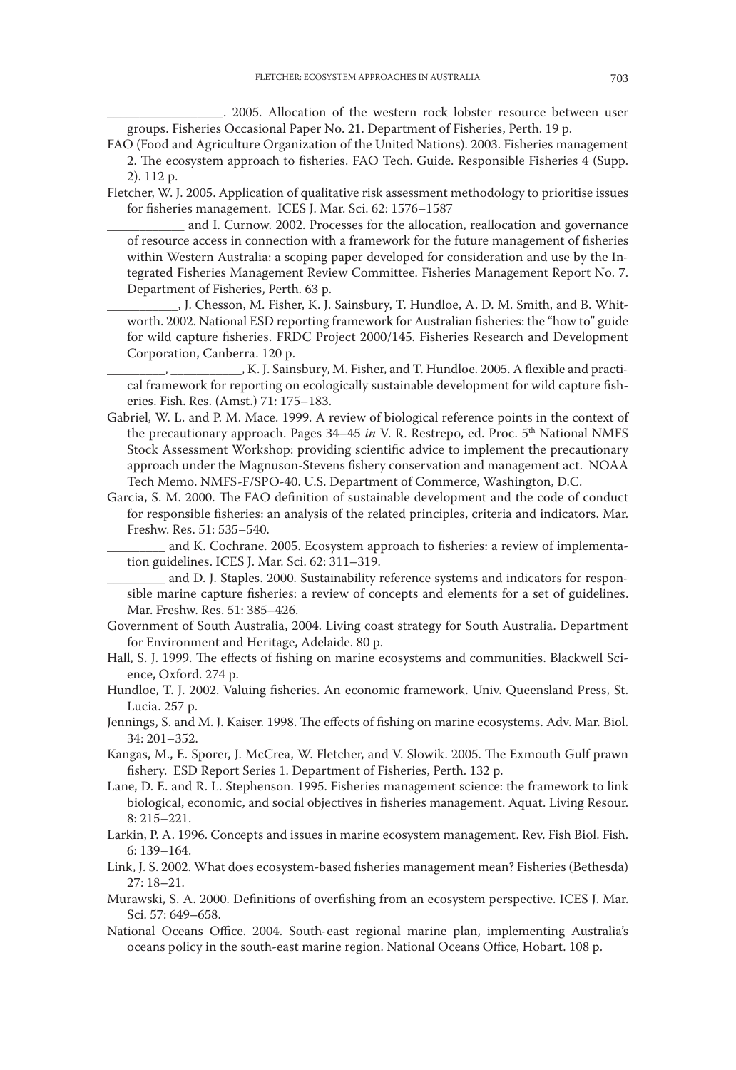__________________. 2005. Allocation of the western rock lobster resource between user groups. Fisheries Occasional Paper No. 21. Department of Fisheries, Perth. 19 p.

FAO (Food and Agriculture Organization of the United Nations). 2003. Fisheries management 2. The ecosystem approach to fisheries. FAO Tech. Guide. Responsible Fisheries 4 (Supp. 2). 112 p.

Fletcher, W. J. 2005. Application of qualitative risk assessment methodology to prioritise issues for fisheries management. ICES J. Mar. Sci. 62: 1576–1587

____________ and I. Curnow. 2002. Processes for the allocation, reallocation and governance of resource access in connection with a framework for the future management of fisheries within Western Australia: a scoping paper developed for consideration and use by the Integrated Fisheries Management Review Committee. Fisheries Management Report No. 7. Department of Fisheries, Perth. 63 p.

___________, J. Chesson, M. Fisher, K. J. Sainsbury, T. Hundloe, A. D. M. Smith, and B. Whitworth. 2002. National ESD reporting framework for Australian fisheries: the "how to" guide for wild capture fisheries. FRDC Project 2000/145. Fisheries Research and Development Corporation, Canberra. 120 p.

_________, ___________, K. J. Sainsbury, M. Fisher, and T. Hundloe. 2005. A flexible and practical framework for reporting on ecologically sustainable development for wild capture fisheries. Fish. Res. (Amst.) 71: 175–183.

Gabriel, W. L. and P. M. Mace. 1999. A review of biological reference points in the context of the precautionary approach. Pages 34–45 *in* V. R. Restrepo, ed. Proc. 5th National NMFS Stock Assessment Workshop: providing scientific advice to implement the precautionary approach under the Magnuson-Stevens fishery conservation and management act. NOAA Tech Memo. NMFS-F/SPO-40. U.S. Department of Commerce, Washington, D.C.

Garcia, S. M. 2000. The FAO definition of sustainable development and the code of conduct for responsible fisheries: an analysis of the related principles, criteria and indicators. Mar. Freshw. Res. 51: 535–540.

_________ and K. Cochrane. 2005. Ecosystem approach to fisheries: a review of implementation guidelines. ICES J. Mar. Sci. 62: 311–319.

_________ and D. J. Staples. 2000. Sustainability reference systems and indicators for responsible marine capture fisheries: a review of concepts and elements for a set of guidelines. Mar. Freshw. Res. 51: 385–426.

Government of South Australia, 2004. Living coast strategy for South Australia. Department for Environment and Heritage, Adelaide. 80 p.

Hall, S. J. 1999. The effects of fishing on marine ecosystems and communities. Blackwell Science, Oxford. 274 p.

Hundloe, T. J. 2002. Valuing fisheries. An economic framework. Univ. Queensland Press, St. Lucia. 257 p.

Jennings, S. and M. J. Kaiser. 1998. The effects of fishing on marine ecosystems. Adv. Mar. Biol. 34: 201–352.

Kangas, M., E. Sporer, J. McCrea, W. Fletcher, and V. Slowik. 2005. The Exmouth Gulf prawn fishery. ESD Report Series 1. Department of Fisheries, Perth. 132 p.

Lane, D. E. and R. L. Stephenson. 1995. Fisheries management science: the framework to link biological, economic, and social objectives in fisheries management. Aquat. Living Resour. 8: 215–221.

Larkin, P. A. 1996. Concepts and issues in marine ecosystem management. Rev. Fish Biol. Fish. 6: 139–164.

Link, J. S. 2002. What does ecosystem-based fisheries management mean? Fisheries (Bethesda) 27: 18–21.

Murawski, S. A. 2000. Definitions of overfishing from an ecosystem perspective. ICES J. Mar. Sci. 57: 649–658.

National Oceans Office. 2004. South-east regional marine plan, implementing Australia's oceans policy in the south-east marine region. National Oceans Office, Hobart. 108 p.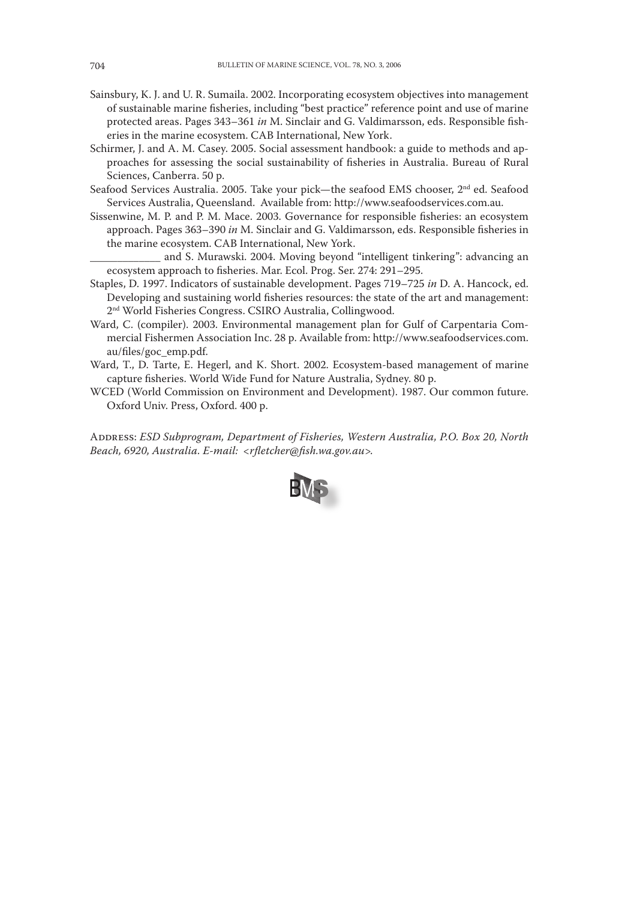Sainsbury, K. J. and U. R. Sumaila. 2002. Incorporating ecosystem objectives into management of sustainable marine fisheries, including "best practice" reference point and use of marine protected areas. Pages 343–361 *in* M. Sinclair and G. Valdimarsson, eds. Responsible fisheries in the marine ecosystem. CAB International, New York.

Schirmer, J. and A. M. Casey. 2005. Social assessment handbook: a guide to methods and approaches for assessing the social sustainability of fisheries in Australia. Bureau of Rural Sciences, Canberra. 50 p.

Seafood Services Australia. 2005. Take your pick—the seafood EMS chooser, 2nd ed. Seafood Services Australia, Queensland. Available from: http://www.seafoodservices.com.au.

Sissenwine, M. P. and P. M. Mace. 2003. Governance for responsible fisheries: an ecosystem approach. Pages 363–390 *in* M. Sinclair and G. Valdimarsson, eds. Responsible fisheries in the marine ecosystem. CAB International, New York.

_____________ and S. Murawski. 2004. Moving beyond "intelligent tinkering": advancing an ecosystem approach to fisheries. Mar. Ecol. Prog. Ser. 274: 291–295.

Staples, D. 1997. Indicators of sustainable development. Pages 719–725 *in* D. A. Hancock, ed. Developing and sustaining world fisheries resources: the state of the art and management: 2nd World Fisheries Congress. CSIRO Australia, Collingwood.

Ward, C. (compiler). 2003. Environmental management plan for Gulf of Carpentaria Commercial Fishermen Association Inc. 28 p. Available from: http://www.seafoodservices.com.au/files/goc_emp.pdf.

Ward, T., D. Tarte, E. Hegerl, and K. Short. 2002. Ecosystem-based management of marine capture fisheries. World Wide Fund for Nature Australia, Sydney. 80 p.

WCED (World Commission on Environment and Development). 1987. Our common future. Oxford Univ. Press, Oxford. 400 p.

Address: *ESD Subprogram, Department of Fisheries, Western Australia, P.O. Box 20, North Beach, 6920, Australia. E-mail: <rfletcher@fish.wa.gov.au>.*